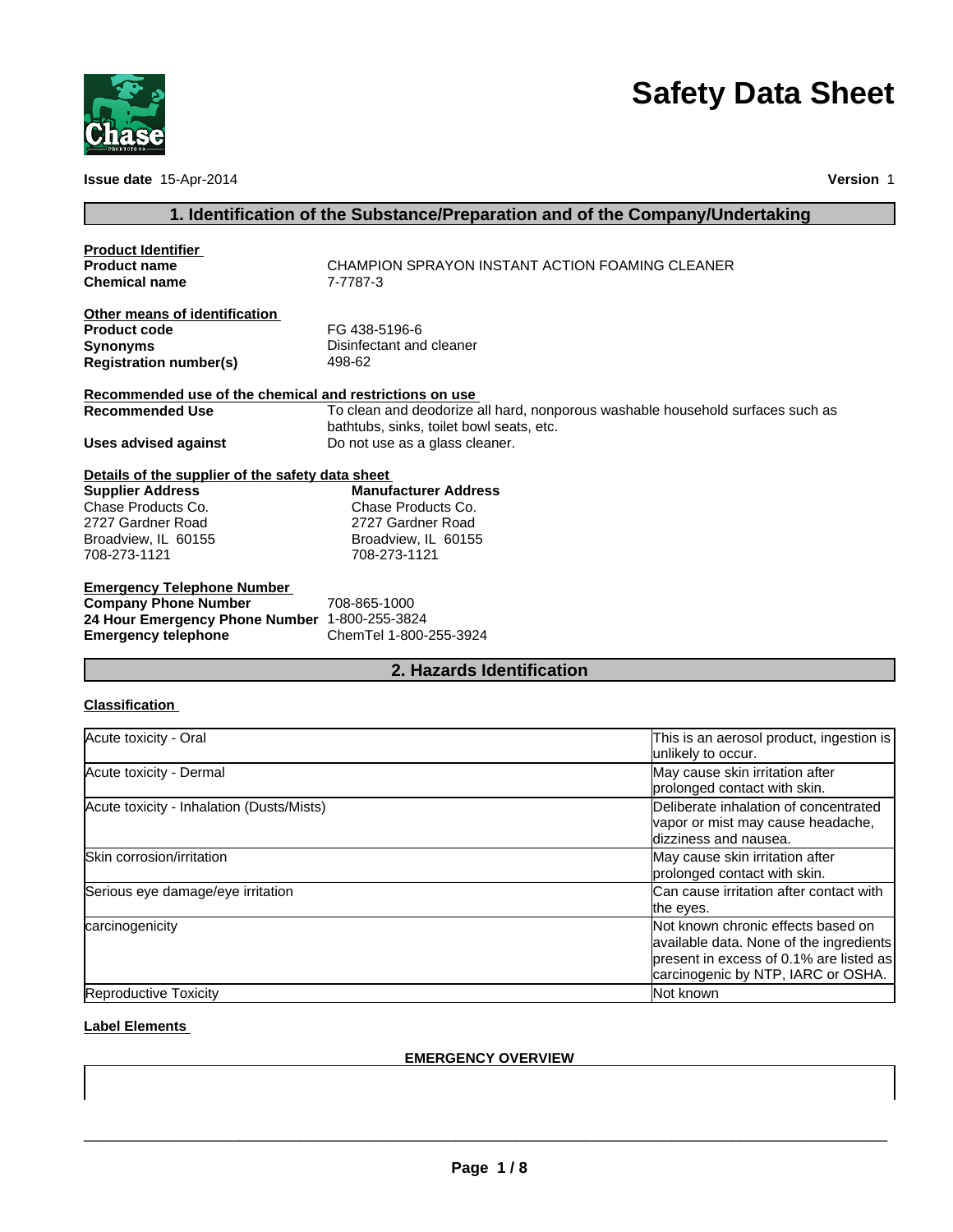# Safety Data Sheet

**Issue date** 15-Apr-2014 **Version** 1

## 1. Identification of the Substance/Preparation and of the Company/Undertaking

**Product Identifier**

| | |
|---|---|
| **Product name** | CHAMPION SPRAYON INSTANT ACTION FOAMING CLEANER |
| **Chemical name** | 7-7787-3 |

**Other means of identification**

| | |
|---|---|
| **Product code** | FG 438-5196-6 |
| **Synonyms** | Disinfectant and cleaner |
| **Registration number(s)** | 498-62 |

**Recommended use of the chemical and restrictions on use**

| | |
|---|---|
| **Recommended Use** | To clean and deodorize all hard, nonporous washable household surfaces such as bathtubs, sinks, toilet bowl seats, etc. |
| **Uses advised against** | Do not use as a glass cleaner. |

**Details of the supplier of the safety data sheet**

| **Supplier Address** | **Manufacturer Address** |
|---|---|
| Chase Products Co. | Chase Products Co. |
| 2727 Gardner Road | 2727 Gardner Road |
| Broadview, IL 60155 | Broadview, IL 60155 |
| 708-273-1121 | 708-273-1121 |

**Emergency Telephone Number**

| | |
|---|---|
| **Company Phone Number** | 708-865-1000 |
| **24 Hour Emergency Phone Number** | 1-800-255-3824 |
| **Emergency telephone** | ChemTel 1-800-255-3924 |

## 2. Hazards Identification

**Classification**

| | |
|---|---|
| Acute toxicity - Oral | This is an aerosol product, ingestion is unlikely to occur. |
| Acute toxicity - Dermal | May cause skin irritation after prolonged contact with skin. |
| Acute toxicity - Inhalation (Dusts/Mists) | Deliberate inhalation of concentrated vapor or mist may cause headache, dizziness and nausea. |
| Skin corrosion/irritation | May cause skin irritation after prolonged contact with skin. |
| Serious eye damage/eye irritation | Can cause irritation after contact with the eyes. |
| carcinogenicity | Not known chronic effects based on available data. None of the ingredients present in excess of 0.1% are listed as carcinogenic by NTP, IARC or OSHA. |
| Reproductive Toxicity | Not known |

**Label Elements**

**EMERGENCY OVERVIEW**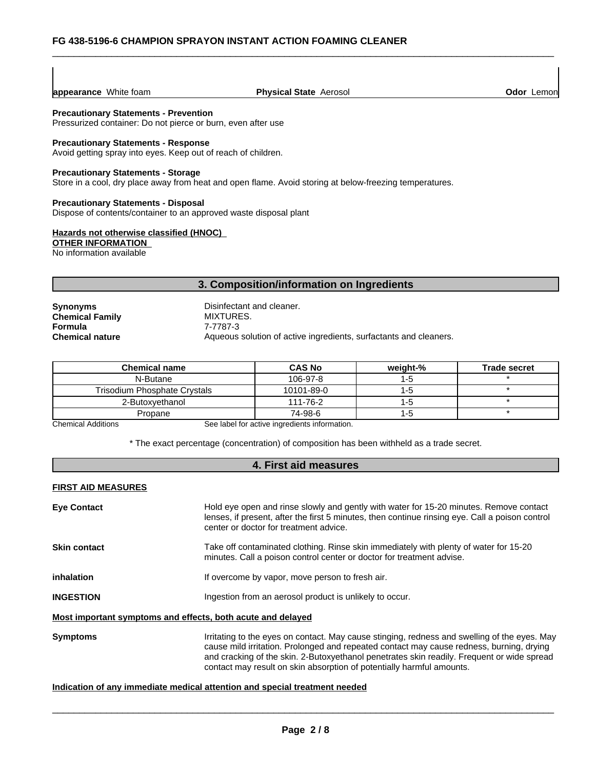**appearance** White foam | **Physical State** Aerosol | **Odor** Lemon

**Precautionary Statements - Prevention**
Pressurized container: Do not pierce or burn, even after use

**Precautionary Statements - Response**
Avoid getting spray into eyes. Keep out of reach of children.

**Precautionary Statements - Storage**
Store in a cool, dry place away from heat and open flame. Avoid storing at below-freezing temperatures.

**Precautionary Statements - Disposal**
Dispose of contents/container to an approved waste disposal plant

**Hazards not otherwise classified (HNOC)**
**OTHER INFORMATION**
No information available

## 3. Composition/information on Ingredients

**Synonyms** Disinfectant and cleaner.
**Chemical Family** MIXTURES.
**Formula** 7-7787-3
**Chemical nature** Aqueous solution of active ingredients, surfactants and cleaners.

| Chemical name | CAS No | weight-% | Trade secret |
|---|---|---|---|
| N-Butane | 106-97-8 | 1-5 | * |
| Trisodium Phosphate Crystals | 10101-89-0 | 1-5 | * |
| 2-Butoxyethanol | 111-76-2 | 1-5 | * |
| Propane | 74-98-6 | 1-5 | * |

Chemical Additions See label for active ingredients information.

* The exact percentage (concentration) of composition has been withheld as a trade secret.

## 4. First aid measures

**FIRST AID MEASURES**

**Eye Contact** Hold eye open and rinse slowly and gently with water for 15-20 minutes. Remove contact lenses, if present, after the first 5 minutes, then continue rinsing eye. Call a poison control center or doctor for treatment advice.

**Skin contact** Take off contaminated clothing. Rinse skin immediately with plenty of water for 15-20 minutes. Call a poison control center or doctor for treatment advise.

**inhalation** If overcome by vapor, move person to fresh air.

**INGESTION** Ingestion from an aerosol product is unlikely to occur.

**Most important symptoms and effects, both acute and delayed**

**Symptoms** Irritating to the eyes on contact. May cause stinging, redness and swelling of the eyes. May cause mild irritation. Prolonged and repeated contact may cause redness, burning, drying and cracking of the skin. 2-Butoxyethanol penetrates skin readily. Frequent or wide spread contact may result on skin absorption of potentially harmful amounts.

**Indication of any immediate medical attention and special treatment needed**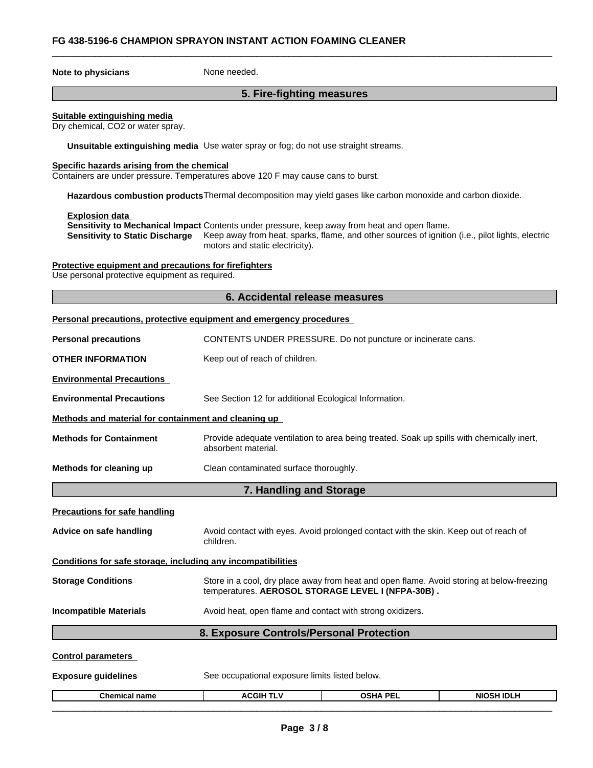**Note to physicians** None needed.

## 5. Fire-fighting measures

**Suitable extinguishing media**
Dry chemical, CO2 or water spray.

**Unsuitable extinguishing media** Use water spray or fog; do not use straight streams.

**Specific hazards arising from the chemical**
Containers are under pressure. Temperatures above 120 F may cause cans to burst.

**Hazardous combustion products** Thermal decomposition may yield gases like carbon monoxide and carbon dioxide.

**Explosion data**
**Sensitivity to Mechanical Impact** Contents under pressure, keep away from heat and open flame.
**Sensitivity to Static Discharge** Keep away from heat, sparks, flame, and other sources of ignition (i.e., pilot lights, electric motors and static electricity).

**Protective equipment and precautions for firefighters**
Use personal protective equipment as required.

## 6. Accidental release measures

**Personal precautions, protective equipment and emergency procedures**

**Personal precautions** CONTENTS UNDER PRESSURE. Do not puncture or incinerate cans.

**OTHER INFORMATION** Keep out of reach of children.

**Environmental Precautions**

**Environmental Precautions** See Section 12 for additional Ecological Information.

**Methods and material for containment and cleaning up**

**Methods for Containment** Provide adequate ventilation to area being treated. Soak up spills with chemically inert, absorbent material.

**Methods for cleaning up** Clean contaminated surface thoroughly.

## 7. Handling and Storage

**Precautions for safe handling**

**Advice on safe handling** Avoid contact with eyes. Avoid prolonged contact with the skin. Keep out of reach of children.

**Conditions for safe storage, including any incompatibilities**

**Storage Conditions** Store in a cool, dry place away from heat and open flame. Avoid storing at below-freezing temperatures. **AEROSOL STORAGE LEVEL I (NFPA-30B) .**

**Incompatible Materials** Avoid heat, open flame and contact with strong oxidizers.

## 8. Exposure Controls/Personal Protection

**Control parameters**

**Exposure guidelines** See occupational exposure limits listed below.

| Chemical name | ACGIH TLV | OSHA PEL | NIOSH IDLH |
|---|---|---|---|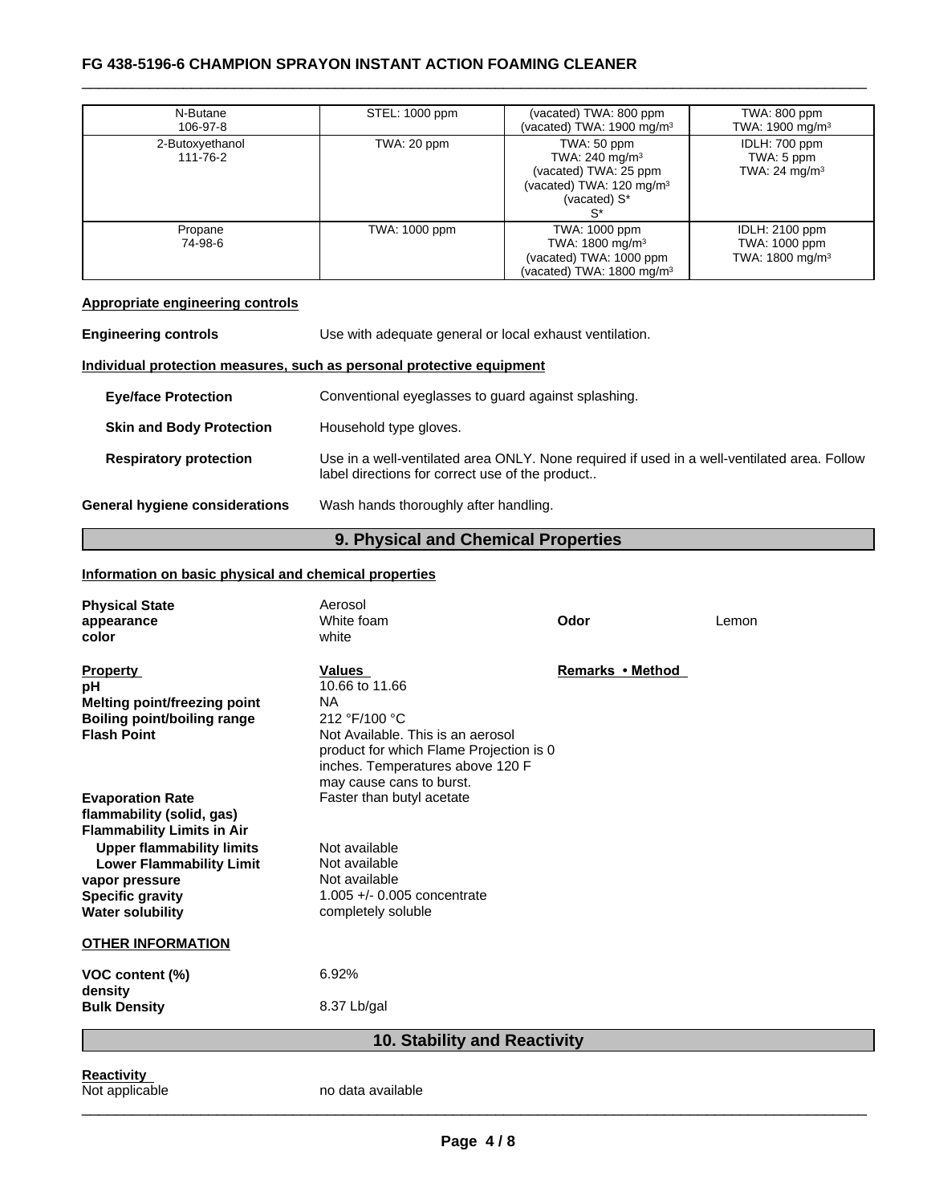| | | | |
|---|---|---|---|
| N-Butane<br>106-97-8 | STEL: 1000 ppm | (vacated) TWA: 800 ppm<br>(vacated) TWA: 1900 mg/m³ | TWA: 800 ppm<br>TWA: 1900 mg/m³ |
| 2-Butoxyethanol<br>111-76-2 | TWA: 20 ppm | TWA: 50 ppm<br>TWA: 240 mg/m³<br>(vacated) TWA: 25 ppm<br>(vacated) TWA: 120 mg/m³<br>(vacated) S*<br>S* | IDLH: 700 ppm<br>TWA: 5 ppm<br>TWA: 24 mg/m³ |
| Propane<br>74-98-6 | TWA: 1000 ppm | TWA: 1000 ppm<br>TWA: 1800 mg/m³<br>(vacated) TWA: 1000 ppm<br>(vacated) TWA: 1800 mg/m³ | IDLH: 2100 ppm<br>TWA: 1000 ppm<br>TWA: 1800 mg/m³ |

**Appropriate engineering controls**

**Engineering controls** Use with adequate general or local exhaust ventilation.

**Individual protection measures, such as personal protective equipment**

**Eye/face Protection** Conventional eyeglasses to guard against splashing.

**Skin and Body Protection** Household type gloves.

**Respiratory protection** Use in a well-ventilated area ONLY. None required if used in a well-ventilated area. Follow label directions for correct use of the product..

**General hygiene considerations** Wash hands thoroughly after handling.

## 9. Physical and Chemical Properties

**Information on basic physical and chemical properties**

**Physical State** Aerosol
**appearance** White foam **Odor** Lemon
**color** white

| Property | Values | Remarks • Method |
|---|---|---|
| pH | 10.66 to 11.66 | |
| Melting point/freezing point | NA | |
| Boiling point/boiling range | 212 °F/100 °C | |
| Flash Point | Not Available. This is an aerosol product for which Flame Projection is 0 inches. Temperatures above 120 F may cause cans to burst. | |
| Evaporation Rate | Faster than butyl acetate | |
| flammability (solid, gas) | | |
| Flammability Limits in Air | | |
| Upper flammability limits | Not available | |
| Lower Flammability Limit | Not available | |
| vapor pressure | Not available | |
| Specific gravity | 1.005 +/- 0.005 concentrate | |
| Water solubility | completely soluble | |

**OTHER INFORMATION**

**VOC content (%)** 6.92%
**density**
**Bulk Density** 8.37 Lb/gal

## 10. Stability and Reactivity

**Reactivity**
Not applicable no data available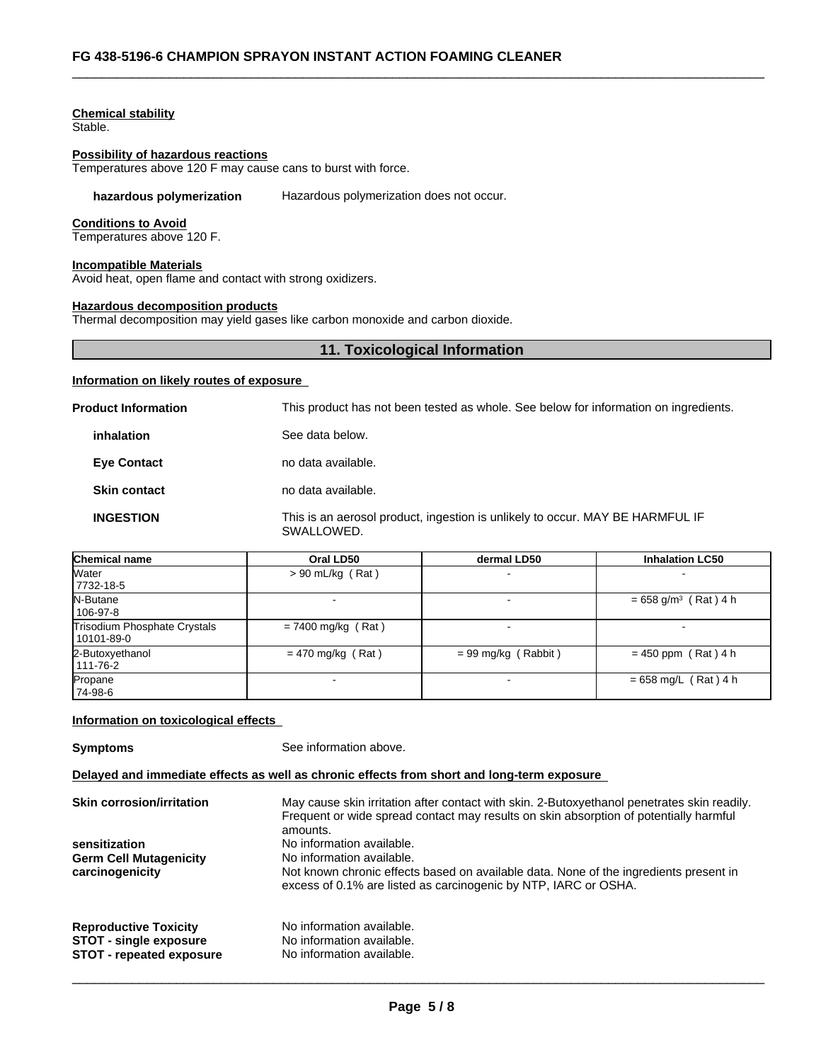**Chemical stability**
Stable.

**Possibility of hazardous reactions**
Temperatures above 120 F may cause cans to burst with force.

**hazardous polymerization** Hazardous polymerization does not occur.

**Conditions to Avoid**
Temperatures above 120 F.

**Incompatible Materials**
Avoid heat, open flame and contact with strong oxidizers.

**Hazardous decomposition products**
Thermal decomposition may yield gases like carbon monoxide and carbon dioxide.

## 11. Toxicological Information

**Information on likely routes of exposure**

**Product Information** This product has not been tested as whole. See below for information on ingredients.

**inhalation** See data below.

**Eye Contact** no data available.

**Skin contact** no data available.

**INGESTION** This is an aerosol product, ingestion is unlikely to occur. MAY BE HARMFUL IF SWALLOWED.

| Chemical name | Oral LD50 | dermal LD50 | Inhalation LC50 |
|---|---|---|---|
| Water<br>7732-18-5 | > 90 mL/kg ( Rat ) | - | - |
| N-Butane<br>106-97-8 | - | - | = 658 g/m$^3$ ( Rat ) 4 h |
| Trisodium Phosphate Crystals<br>10101-89-0 | = 7400 mg/kg ( Rat ) | - | - |
| 2-Butoxyethanol<br>111-76-2 | = 470 mg/kg ( Rat ) | = 99 mg/kg ( Rabbit ) | = 450 ppm ( Rat ) 4 h |
| Propane<br>74-98-6 | - | - | = 658 mg/L ( Rat ) 4 h |

**Information on toxicological effects**

**Symptoms** See information above.

**Delayed and immediate effects as well as chronic effects from short and long-term exposure**

**Skin corrosion/irritation** May cause skin irritation after contact with skin. 2-Butoxyethanol penetrates skin readily. Frequent or wide spread contact may results on skin absorption of potentially harmful amounts.

**sensitization** No information available.

**Germ Cell Mutagenicity** No information available.

**carcinogenicity** Not known chronic effects based on available data. None of the ingredients present in excess of 0.1% are listed as carcinogenic by NTP, IARC or OSHA.

**Reproductive Toxicity** No information available.

**STOT - single exposure** No information available.

**STOT - repeated exposure** No information available.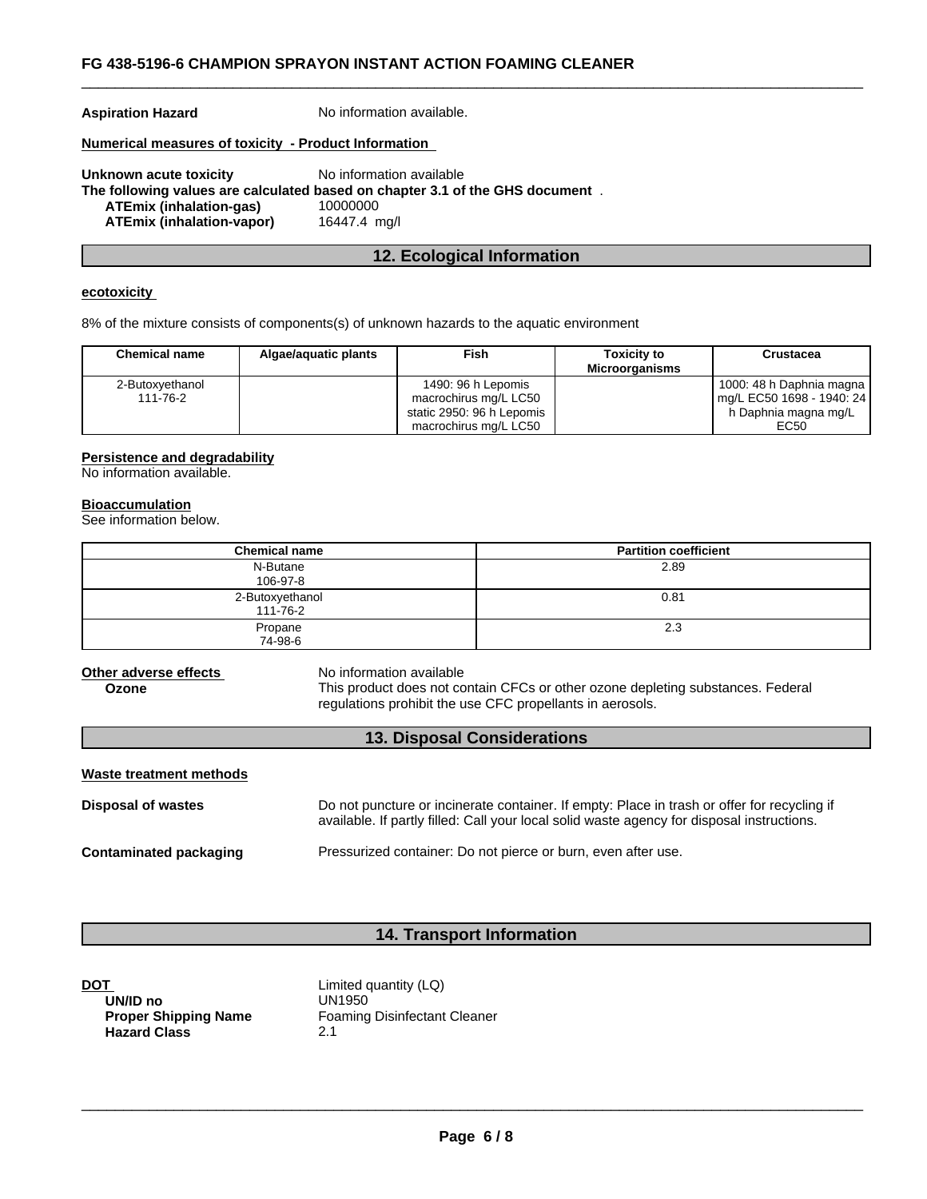**Aspiration Hazard** No information available.

**Numerical measures of toxicity - Product Information**

**Unknown acute toxicity** No information available

**The following values are calculated based on chapter 3.1 of the GHS document** .

**ATEmix (inhalation-gas)** 10000000

**ATEmix (inhalation-vapor)** 16447.4 mg/l

## 12. Ecological Information

**ecotoxicity**

8% of the mixture consists of components(s) of unknown hazards to the aquatic environment

| Chemical name | Algae/aquatic plants | Fish | Toxicity to Microorganisms | Crustacea |
|---|---|---|---|---|
| 2-Butoxyethanol 111-76-2 | | 1490: 96 h Lepomis macrochirus mg/L LC50 static 2950: 96 h Lepomis macrochirus mg/L LC50 | | 1000: 48 h Daphnia magna mg/L EC50 1698 - 1940: 24 h Daphnia magna mg/L EC50 |

**Persistence and degradability**

No information available.

**Bioaccumulation**

See information below.

| Chemical name | Partition coefficient |
|---|---|
| N-Butane 106-97-8 | 2.89 |
| 2-Butoxyethanol 111-76-2 | 0.81 |
| Propane 74-98-6 | 2.3 |

**Other adverse effects** No information available

**Ozone** This product does not contain CFCs or other ozone depleting substances. Federal regulations prohibit the use CFC propellants in aerosols.

## 13. Disposal Considerations

**Waste treatment methods**

**Disposal of wastes** Do not puncture or incinerate container. If empty: Place in trash or offer for recycling if available. If partly filled: Call your local solid waste agency for disposal instructions.

**Contaminated packaging** Pressurized container: Do not pierce or burn, even after use.

## 14. Transport Information

**DOT** Limited quantity (LQ)

**UN/ID no** UN1950

**Proper Shipping Name** Foaming Disinfectant Cleaner

**Hazard Class** 2.1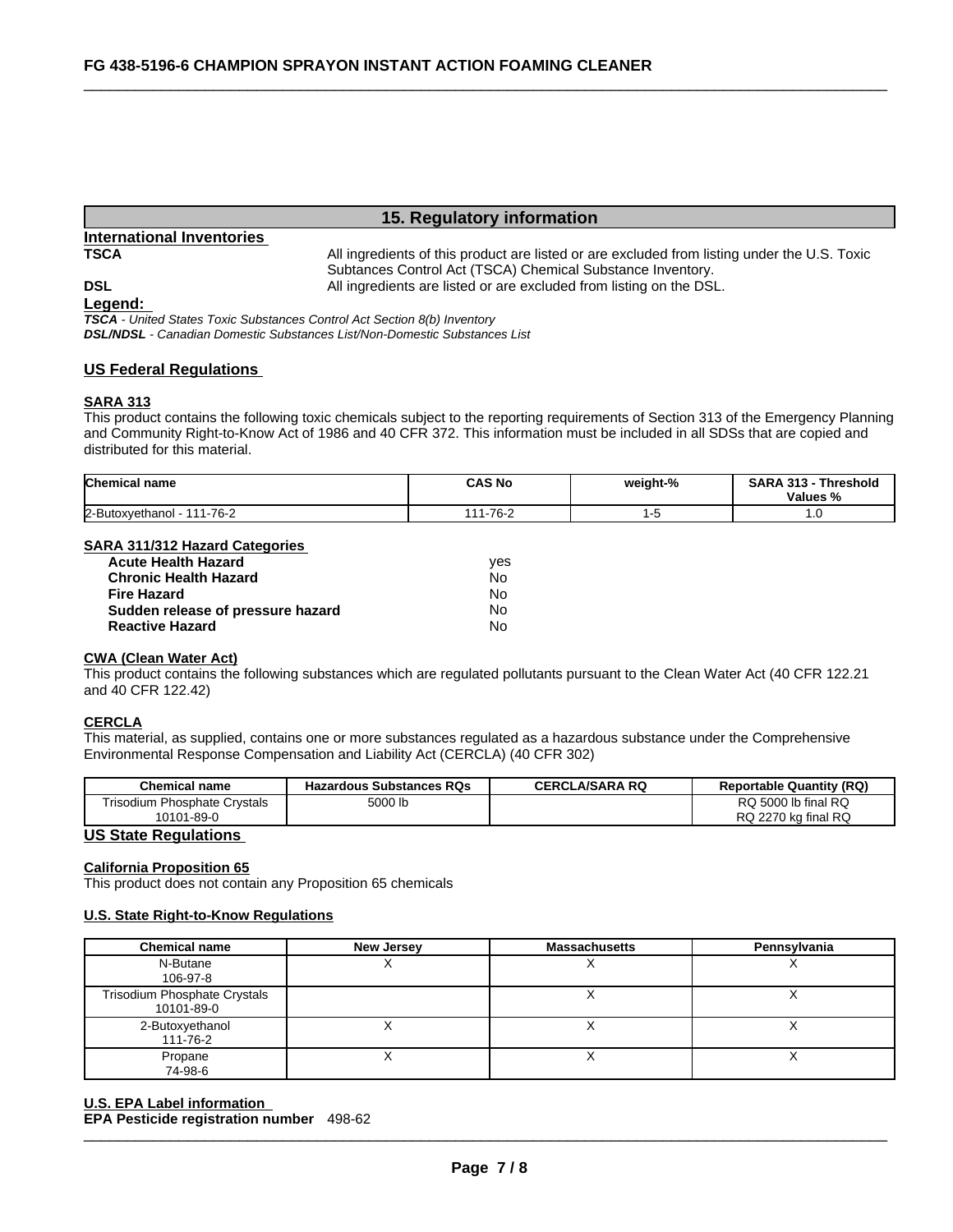## 15. Regulatory information

**International Inventories**

**TSCA** All ingredients of this product are listed or are excluded from listing under the U.S. Toxic Subtances Control Act (TSCA) Chemical Substance Inventory.

**DSL** All ingredients are listed or are excluded from listing on the DSL.

**Legend:**

***TSCA*** *- United States Toxic Substances Control Act Section 8(b) Inventory*
***DSL/NDSL*** *- Canadian Domestic Substances List/Non-Domestic Substances List*

### US Federal Regulations

**SARA 313**

This product contains the following toxic chemicals subject to the reporting requirements of Section 313 of the Emergency Planning and Community Right-to-Know Act of 1986 and 40 CFR 372. This information must be included in all SDSs that are copied and distributed for this material.

| Chemical name | CAS No | weight-% | SARA 313 - Threshold Values % |
|---|---|---|---|
| 2-Butoxyethanol - 111-76-2 | 111-76-2 | 1-5 | 1.0 |

**SARA 311/312 Hazard Categories**

| | |
|---|---|
| **Acute Health Hazard** | yes |
| **Chronic Health Hazard** | No |
| **Fire Hazard** | No |
| **Sudden release of pressure hazard** | No |
| **Reactive Hazard** | No |

**CWA (Clean Water Act)**

This product contains the following substances which are regulated pollutants pursuant to the Clean Water Act (40 CFR 122.21 and 40 CFR 122.42)

**CERCLA**

This material, as supplied, contains one or more substances regulated as a hazardous substance under the Comprehensive Environmental Response Compensation and Liability Act (CERCLA) (40 CFR 302)

| Chemical name | Hazardous Substances RQs | CERCLA/SARA RQ | Reportable Quantity (RQ) |
|---|---|---|---|
| Trisodium Phosphate Crystals 10101-89-0 | 5000 lb | | RQ 5000 lb final RQ RQ 2270 kg final RQ |

### US State Regulations

**California Proposition 65**

This product does not contain any Proposition 65 chemicals

**U.S. State Right-to-Know Regulations**

| Chemical name | New Jersey | Massachusetts | Pennsylvania |
|---|---|---|---|
| N-Butane 106-97-8 | X | X | X |
| Trisodium Phosphate Crystals 10101-89-0 | | X | X |
| 2-Butoxyethanol 111-76-2 | X | X | X |
| Propane 74-98-6 | X | X | X |

**U.S. EPA Label information**

**EPA Pesticide registration number** 498-62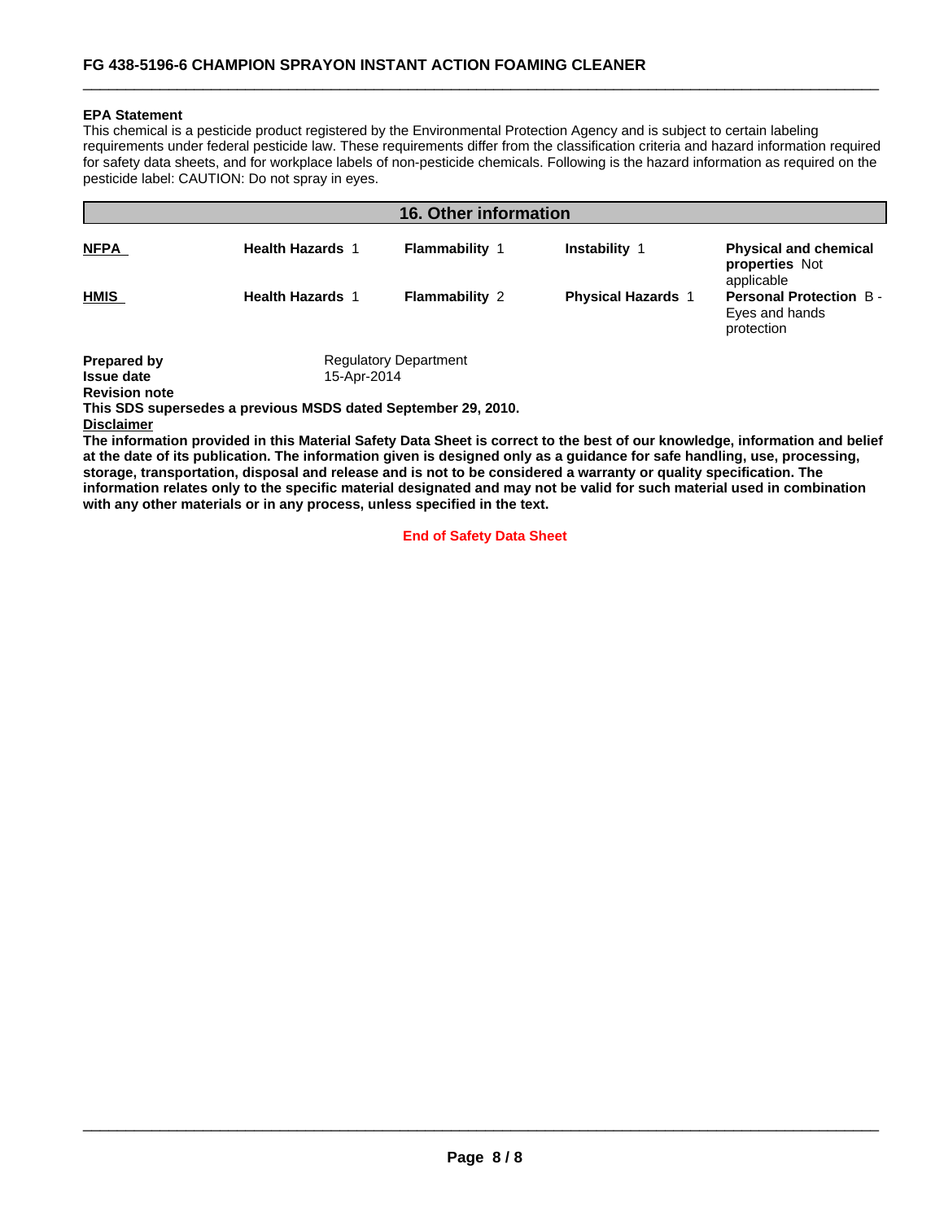**EPA Statement**

This chemical is a pesticide product registered by the Environmental Protection Agency and is subject to certain labeling requirements under federal pesticide law. These requirements differ from the classification criteria and hazard information required for safety data sheets, and for workplace labels of non-pesticide chemicals. Following is the hazard information as required on the pesticide label: CAUTION: Do not spray in eyes.

## 16. Other information

| | | | | |
|---|---|---|---|---|
| **NFPA** | **Health Hazards** 1 | **Flammability** 1 | **Instability** 1 | **Physical and chemical properties** Not applicable |
| **HMIS** | **Health Hazards** 1 | **Flammability** 2 | **Physical Hazards** 1 | **Personal Protection** B - Eyes and hands protection |

**Prepared by** Regulatory Department

**Issue date** 15-Apr-2014

**Revision note**

**This SDS supersedes a previous MSDS dated September 29, 2010.**

**Disclaimer**

**The information provided in this Material Safety Data Sheet is correct to the best of our knowledge, information and belief at the date of its publication. The information given is designed only as a guidance for safe handling, use, processing, storage, transportation, disposal and release and is not to be considered a warranty or quality specification. The information relates only to the specific material designated and may not be valid for such material used in combination with any other materials or in any process, unless specified in the text.**

**End of Safety Data Sheet**